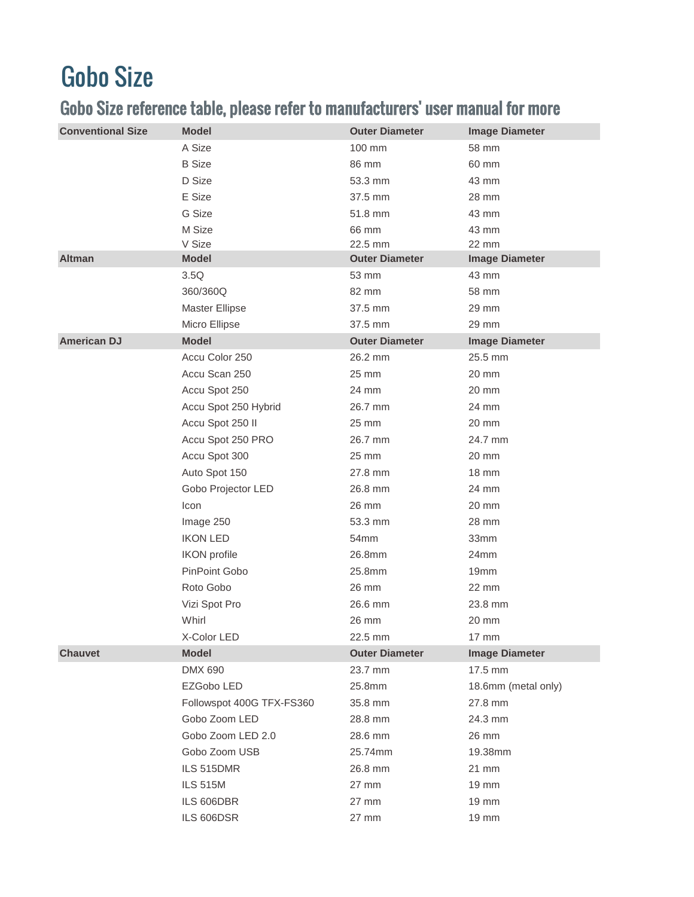# Gobo Size

## Gobo Size reference table, please refer to manufacturers' user manual for more

| Conventional Size | Model | Outer Diameter | Image Diameter |
|---|---|---|---|
| | A Size | 100 mm | 58 mm |
| | B Size | 86 mm | 60 mm |
| | D Size | 53.3 mm | 43 mm |
| | E Size | 37.5 mm | 28 mm |
| | G Size | 51.8 mm | 43 mm |
| | M Size | 66 mm | 43 mm |
| | V Size | 22.5 mm | 22 mm |
| **Altman** | **Model** | **Outer Diameter** | **Image Diameter** |
| | 3.5Q | 53 mm | 43 mm |
| | 360/360Q | 82 mm | 58 mm |
| | Master Ellipse | 37.5 mm | 29 mm |
| | Micro Ellipse | 37.5 mm | 29 mm |
| **American DJ** | **Model** | **Outer Diameter** | **Image Diameter** |
| | Accu Color 250 | 26.2 mm | 25.5 mm |
| | Accu Scan 250 | 25 mm | 20 mm |
| | Accu Spot 250 | 24 mm | 20 mm |
| | Accu Spot 250 Hybrid | 26.7 mm | 24 mm |
| | Accu Spot 250 II | 25 mm | 20 mm |
| | Accu Spot 250 PRO | 26.7 mm | 24.7 mm |
| | Accu Spot 300 | 25 mm | 20 mm |
| | Auto Spot 150 | 27.8 mm | 18 mm |
| | Gobo Projector LED | 26.8 mm | 24 mm |
| | Icon | 26 mm | 20 mm |
| | Image 250 | 53.3 mm | 28 mm |
| | IKON LED | 54mm | 33mm |
| | IKON profile | 26.8mm | 24mm |
| | PinPoint Gobo | 25.8mm | 19mm |
| | Roto Gobo | 26 mm | 22 mm |
| | Vizi Spot Pro | 26.6 mm | 23.8 mm |
| | Whirl | 26 mm | 20 mm |
| | X-Color LED | 22.5 mm | 17 mm |
| **Chauvet** | **Model** | **Outer Diameter** | **Image Diameter** |
| | DMX 690 | 23.7 mm | 17.5 mm |
| | EZGobo LED | 25.8mm | 18.6mm (metal only) |
| | Followspot 400G TFX-FS360 | 35.8 mm | 27.8 mm |
| | Gobo Zoom LED | 28.8 mm | 24.3 mm |
| | Gobo Zoom LED 2.0 | 28.6 mm | 26 mm |
| | Gobo Zoom USB | 25.74mm | 19.38mm |
| | ILS 515DMR | 26.8 mm | 21 mm |
| | ILS 515M | 27 mm | 19 mm |
| | ILS 606DBR | 27 mm | 19 mm |
| | ILS 606DSR | 27 mm | 19 mm |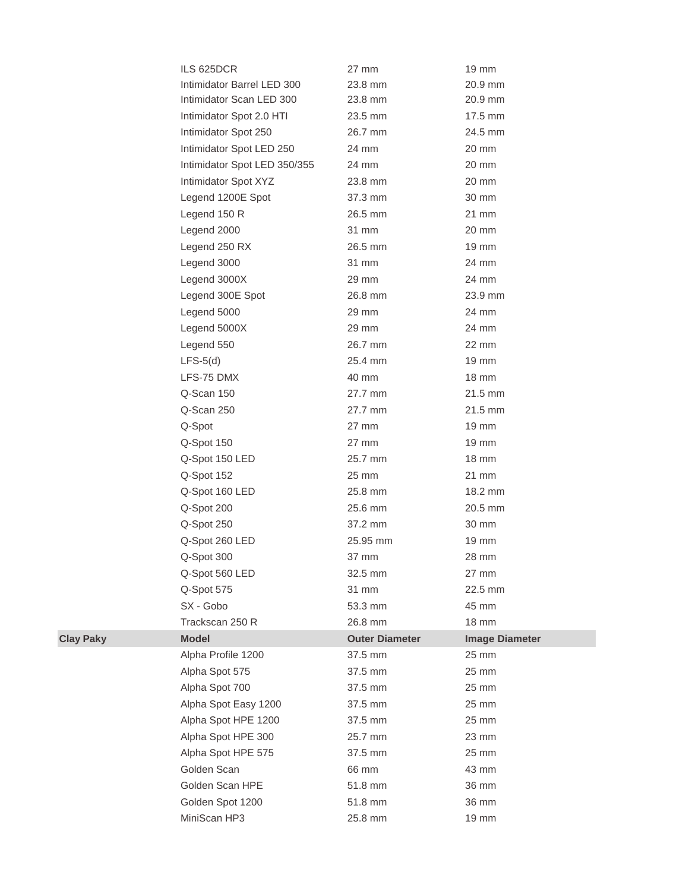| | | | |
|---|---|---|---|
| | ILS 625DCR | 27 mm | 19 mm |
| | Intimidator Barrel LED 300 | 23.8 mm | 20.9 mm |
| | Intimidator Scan LED 300 | 23.8 mm | 20.9 mm |
| | Intimidator Spot 2.0 HTI | 23.5 mm | 17.5 mm |
| | Intimidator Spot 250 | 26.7 mm | 24.5 mm |
| | Intimidator Spot LED 250 | 24 mm | 20 mm |
| | Intimidator Spot LED 350/355 | 24 mm | 20 mm |
| | Intimidator Spot XYZ | 23.8 mm | 20 mm |
| | Legend 1200E Spot | 37.3 mm | 30 mm |
| | Legend 150 R | 26.5 mm | 21 mm |
| | Legend 2000 | 31 mm | 20 mm |
| | Legend 250 RX | 26.5 mm | 19 mm |
| | Legend 3000 | 31 mm | 24 mm |
| | Legend 3000X | 29 mm | 24 mm |
| | Legend 300E Spot | 26.8 mm | 23.9 mm |
| | Legend 5000 | 29 mm | 24 mm |
| | Legend 5000X | 29 mm | 24 mm |
| | Legend 550 | 26.7 mm | 22 mm |
| | LFS-5(d) | 25.4 mm | 19 mm |
| | LFS-75 DMX | 40 mm | 18 mm |
| | Q-Scan 150 | 27.7 mm | 21.5 mm |
| | Q-Scan 250 | 27.7 mm | 21.5 mm |
| | Q-Spot | 27 mm | 19 mm |
| | Q-Spot 150 | 27 mm | 19 mm |
| | Q-Spot 150 LED | 25.7 mm | 18 mm |
| | Q-Spot 152 | 25 mm | 21 mm |
| | Q-Spot 160 LED | 25.8 mm | 18.2 mm |
| | Q-Spot 200 | 25.6 mm | 20.5 mm |
| | Q-Spot 250 | 37.2 mm | 30 mm |
| | Q-Spot 260 LED | 25.95 mm | 19 mm |
| | Q-Spot 300 | 37 mm | 28 mm |
| | Q-Spot 560 LED | 32.5 mm | 27 mm |
| | Q-Spot 575 | 31 mm | 22.5 mm |
| | SX - Gobo | 53.3 mm | 45 mm |
| | Trackscan 250 R | 26.8 mm | 18 mm |
| **Clay Paky** | **Model** | **Outer Diameter** | **Image Diameter** |
| | Alpha Profile 1200 | 37.5 mm | 25 mm |
| | Alpha Spot 575 | 37.5 mm | 25 mm |
| | Alpha Spot 700 | 37.5 mm | 25 mm |
| | Alpha Spot Easy 1200 | 37.5 mm | 25 mm |
| | Alpha Spot HPE 1200 | 37.5 mm | 25 mm |
| | Alpha Spot HPE 300 | 25.7 mm | 23 mm |
| | Alpha Spot HPE 575 | 37.5 mm | 25 mm |
| | Golden Scan | 66 mm | 43 mm |
| | Golden Scan HPE | 51.8 mm | 36 mm |
| | Golden Spot 1200 | 51.8 mm | 36 mm |
| | MiniScan HP3 | 25.8 mm | 19 mm |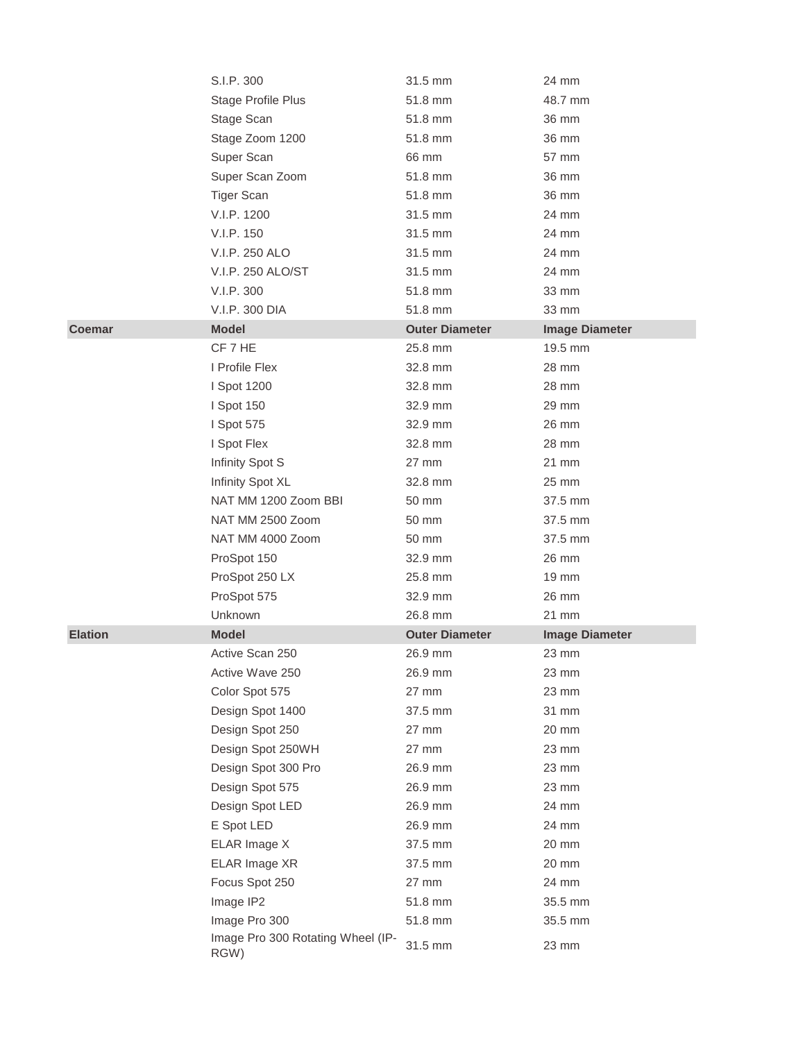| | | | |
|---|---|---|---|
| | S.I.P. 300 | 31.5 mm | 24 mm |
| | Stage Profile Plus | 51.8 mm | 48.7 mm |
| | Stage Scan | 51.8 mm | 36 mm |
| | Stage Zoom 1200 | 51.8 mm | 36 mm |
| | Super Scan | 66 mm | 57 mm |
| | Super Scan Zoom | 51.8 mm | 36 mm |
| | Tiger Scan | 51.8 mm | 36 mm |
| | V.I.P. 1200 | 31.5 mm | 24 mm |
| | V.I.P. 150 | 31.5 mm | 24 mm |
| | V.I.P. 250 ALO | 31.5 mm | 24 mm |
| | V.I.P. 250 ALO/ST | 31.5 mm | 24 mm |
| | V.I.P. 300 | 51.8 mm | 33 mm |
| | V.I.P. 300 DIA | 51.8 mm | 33 mm |
| **Coemar** | **Model** | **Outer Diameter** | **Image Diameter** |
| | CF 7 HE | 25.8 mm | 19.5 mm |
| | I Profile Flex | 32.8 mm | 28 mm |
| | I Spot 1200 | 32.8 mm | 28 mm |
| | I Spot 150 | 32.9 mm | 29 mm |
| | I Spot 575 | 32.9 mm | 26 mm |
| | I Spot Flex | 32.8 mm | 28 mm |
| | Infinity Spot S | 27 mm | 21 mm |
| | Infinity Spot XL | 32.8 mm | 25 mm |
| | NAT MM 1200 Zoom BBI | 50 mm | 37.5 mm |
| | NAT MM 2500 Zoom | 50 mm | 37.5 mm |
| | NAT MM 4000 Zoom | 50 mm | 37.5 mm |
| | ProSpot 150 | 32.9 mm | 26 mm |
| | ProSpot 250 LX | 25.8 mm | 19 mm |
| | ProSpot 575 | 32.9 mm | 26 mm |
| | Unknown | 26.8 mm | 21 mm |
| **Elation** | **Model** | **Outer Diameter** | **Image Diameter** |
| | Active Scan 250 | 26.9 mm | 23 mm |
| | Active Wave 250 | 26.9 mm | 23 mm |
| | Color Spot 575 | 27 mm | 23 mm |
| | Design Spot 1400 | 37.5 mm | 31 mm |
| | Design Spot 250 | 27 mm | 20 mm |
| | Design Spot 250WH | 27 mm | 23 mm |
| | Design Spot 300 Pro | 26.9 mm | 23 mm |
| | Design Spot 575 | 26.9 mm | 23 mm |
| | Design Spot LED | 26.9 mm | 24 mm |
| | E Spot LED | 26.9 mm | 24 mm |
| | ELAR Image X | 37.5 mm | 20 mm |
| | ELAR Image XR | 37.5 mm | 20 mm |
| | Focus Spot 250 | 27 mm | 24 mm |
| | Image IP2 | 51.8 mm | 35.5 mm |
| | Image Pro 300 | 51.8 mm | 35.5 mm |
| | Image Pro 300 Rotating Wheel (IP-RGW) | 31.5 mm | 23 mm |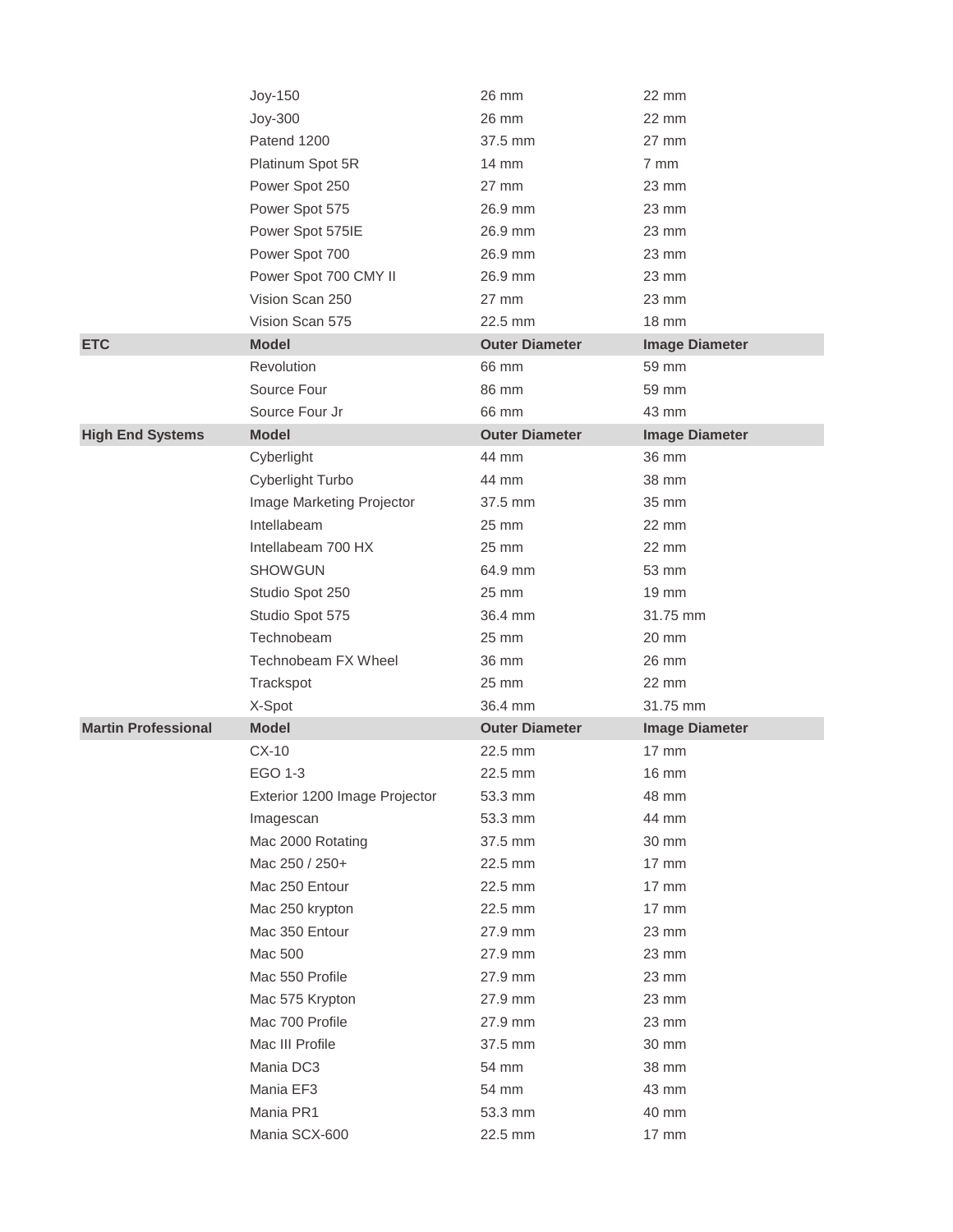| | Joy-150 | 26 mm | 22 mm |
|---|---|---|---|
| | Joy-300 | 26 mm | 22 mm |
| | Patend 1200 | 37.5 mm | 27 mm |
| | Platinum Spot 5R | 14 mm | 7 mm |
| | Power Spot 250 | 27 mm | 23 mm |
| | Power Spot 575 | 26.9 mm | 23 mm |
| | Power Spot 575IE | 26.9 mm | 23 mm |
| | Power Spot 700 | 26.9 mm | 23 mm |
| | Power Spot 700 CMY II | 26.9 mm | 23 mm |
| | Vision Scan 250 | 27 mm | 23 mm |
| | Vision Scan 575 | 22.5 mm | 18 mm |
| **ETC** | **Model** | **Outer Diameter** | **Image Diameter** |
| | Revolution | 66 mm | 59 mm |
| | Source Four | 86 mm | 59 mm |
| | Source Four Jr | 66 mm | 43 mm |
| **High End Systems** | **Model** | **Outer Diameter** | **Image Diameter** |
| | Cyberlight | 44 mm | 36 mm |
| | Cyberlight Turbo | 44 mm | 38 mm |
| | Image Marketing Projector | 37.5 mm | 35 mm |
| | Intellabeam | 25 mm | 22 mm |
| | Intellabeam 700 HX | 25 mm | 22 mm |
| | SHOWGUN | 64.9 mm | 53 mm |
| | Studio Spot 250 | 25 mm | 19 mm |
| | Studio Spot 575 | 36.4 mm | 31.75 mm |
| | Technobeam | 25 mm | 20 mm |
| | Technobeam FX Wheel | 36 mm | 26 mm |
| | Trackspot | 25 mm | 22 mm |
| | X-Spot | 36.4 mm | 31.75 mm |
| **Martin Professional** | **Model** | **Outer Diameter** | **Image Diameter** |
| | CX-10 | 22.5 mm | 17 mm |
| | EGO 1-3 | 22.5 mm | 16 mm |
| | Exterior 1200 Image Projector | 53.3 mm | 48 mm |
| | Imagescan | 53.3 mm | 44 mm |
| | Mac 2000 Rotating | 37.5 mm | 30 mm |
| | Mac 250 / 250+ | 22.5 mm | 17 mm |
| | Mac 250 Entour | 22.5 mm | 17 mm |
| | Mac 250 krypton | 22.5 mm | 17 mm |
| | Mac 350 Entour | 27.9 mm | 23 mm |
| | Mac 500 | 27.9 mm | 23 mm |
| | Mac 550 Profile | 27.9 mm | 23 mm |
| | Mac 575 Krypton | 27.9 mm | 23 mm |
| | Mac 700 Profile | 27.9 mm | 23 mm |
| | Mac III Profile | 37.5 mm | 30 mm |
| | Mania DC3 | 54 mm | 38 mm |
| | Mania EF3 | 54 mm | 43 mm |
| | Mania PR1 | 53.3 mm | 40 mm |
| | Mania SCX-600 | 22.5 mm | 17 mm |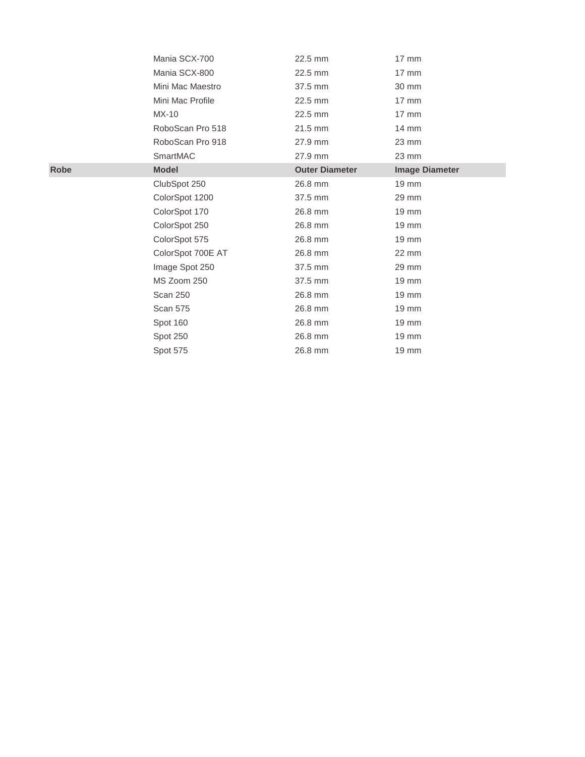| | | | |
|---|---|---|---|
| | Mania SCX-700 | 22.5 mm | 17 mm |
| | Mania SCX-800 | 22.5 mm | 17 mm |
| | Mini Mac Maestro | 37.5 mm | 30 mm |
| | Mini Mac Profile | 22.5 mm | 17 mm |
| | MX-10 | 22.5 mm | 17 mm |
| | RoboScan Pro 518 | 21.5 mm | 14 mm |
| | RoboScan Pro 918 | 27.9 mm | 23 mm |
| | SmartMAC | 27.9 mm | 23 mm |
| **Robe** | **Model** | **Outer Diameter** | **Image Diameter** |
| | ClubSpot 250 | 26.8 mm | 19 mm |
| | ColorSpot 1200 | 37.5 mm | 29 mm |
| | ColorSpot 170 | 26.8 mm | 19 mm |
| | ColorSpot 250 | 26.8 mm | 19 mm |
| | ColorSpot 575 | 26.8 mm | 19 mm |
| | ColorSpot 700E AT | 26.8 mm | 22 mm |
| | Image Spot 250 | 37.5 mm | 29 mm |
| | MS Zoom 250 | 37.5 mm | 19 mm |
| | Scan 250 | 26.8 mm | 19 mm |
| | Scan 575 | 26.8 mm | 19 mm |
| | Spot 160 | 26.8 mm | 19 mm |
| | Spot 250 | 26.8 mm | 19 mm |
| | Spot 575 | 26.8 mm | 19 mm |